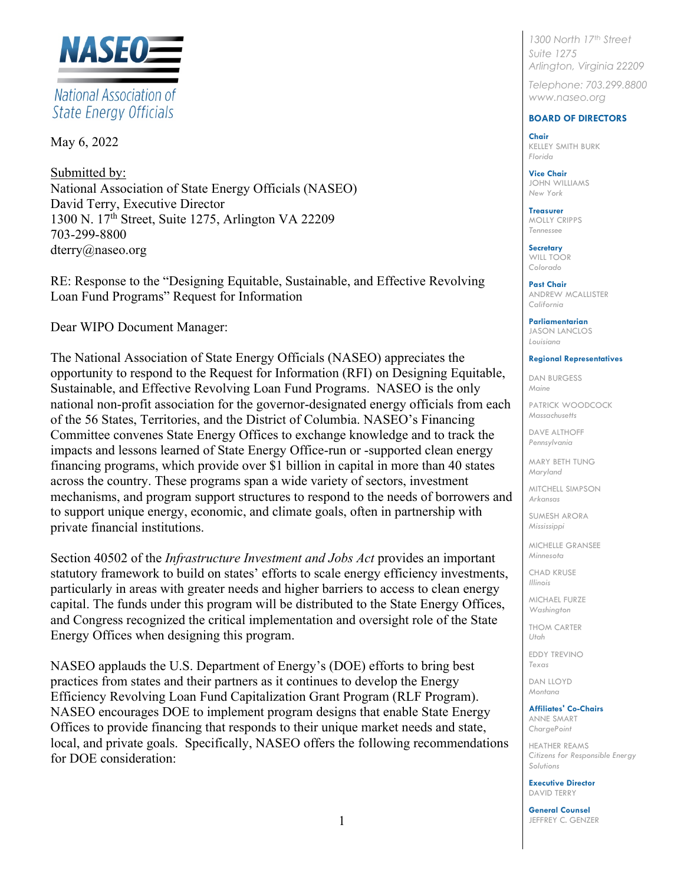**NASEO**
National Association of State Energy Officials

May 6, 2022

Submitted by:
National Association of State Energy Officials (NASEO)
David Terry, Executive Director
1300 N. 17th Street, Suite 1275, Arlington VA 22209
703-299-8800
dterry@naseo.org

RE: Response to the "Designing Equitable, Sustainable, and Effective Revolving Loan Fund Programs" Request for Information

Dear WIPO Document Manager:

The National Association of State Energy Officials (NASEO) appreciates the opportunity to respond to the Request for Information (RFI) on Designing Equitable, Sustainable, and Effective Revolving Loan Fund Programs. NASEO is the only national non-profit association for the governor-designated energy officials from each of the 56 States, Territories, and the District of Columbia. NASEO's Financing Committee convenes State Energy Offices to exchange knowledge and to track the impacts and lessons learned of State Energy Office-run or -supported clean energy financing programs, which provide over $1 billion in capital in more than 40 states across the country. These programs span a wide variety of sectors, investment mechanisms, and program support structures to respond to the needs of borrowers and to support unique energy, economic, and climate goals, often in partnership with private financial institutions.

Section 40502 of the *Infrastructure Investment and Jobs Act* provides an important statutory framework to build on states' efforts to scale energy efficiency investments, particularly in areas with greater needs and higher barriers to access to clean energy capital. The funds under this program will be distributed to the State Energy Offices, and Congress recognized the critical implementation and oversight role of the State Energy Offices when designing this program.

NASEO applauds the U.S. Department of Energy's (DOE) efforts to bring best practices from states and their partners as it continues to develop the Energy Efficiency Revolving Loan Fund Capitalization Grant Program (RLF Program). NASEO encourages DOE to implement program designs that enable State Energy Offices to provide financing that responds to their unique market needs and state, local, and private goals. Specifically, NASEO offers the following recommendations for DOE consideration:

---

1300 North 17th Street
Suite 1275
Arlington, Virginia 22209

Telephone: 703.299.8800
www.naseo.org

**BOARD OF DIRECTORS**

**Chair**
KELLEY SMITH BURK
*Florida*

**Vice Chair**
JOHN WILLIAMS
*New York*

**Treasurer**
MOLLY CRIPPS
*Tennessee*

**Secretary**
WILL TOOR
*Colorado*

**Past Chair**
ANDREW MCALLISTER
*California*

**Parliamentarian**
JASON LANCLOS
*Louisiana*

**Regional Representatives**

DAN BURGESS
*Maine*

PATRICK WOODCOCK
*Massachusetts*

DAVE ALTHOFF
*Pennsylvania*

MARY BETH TUNG
*Maryland*

MITCHELL SIMPSON
*Arkansas*

SUMESH ARORA
*Mississippi*

MICHELLE GRANSEE
*Minnesota*

CHAD KRUSE
*Illinois*

MICHAEL FURZE
*Washington*

THOM CARTER
*Utah*

EDDY TREVINO
*Texas*

DAN LLOYD
*Montana*

**Affiliates' Co-Chairs**
ANNE SMART
*ChargePoint*

HEATHER REAMS
*Citizens for Responsible Energy Solutions*

**Executive Director**
DAVID TERRY

**General Counsel**
JEFFREY C. GENZER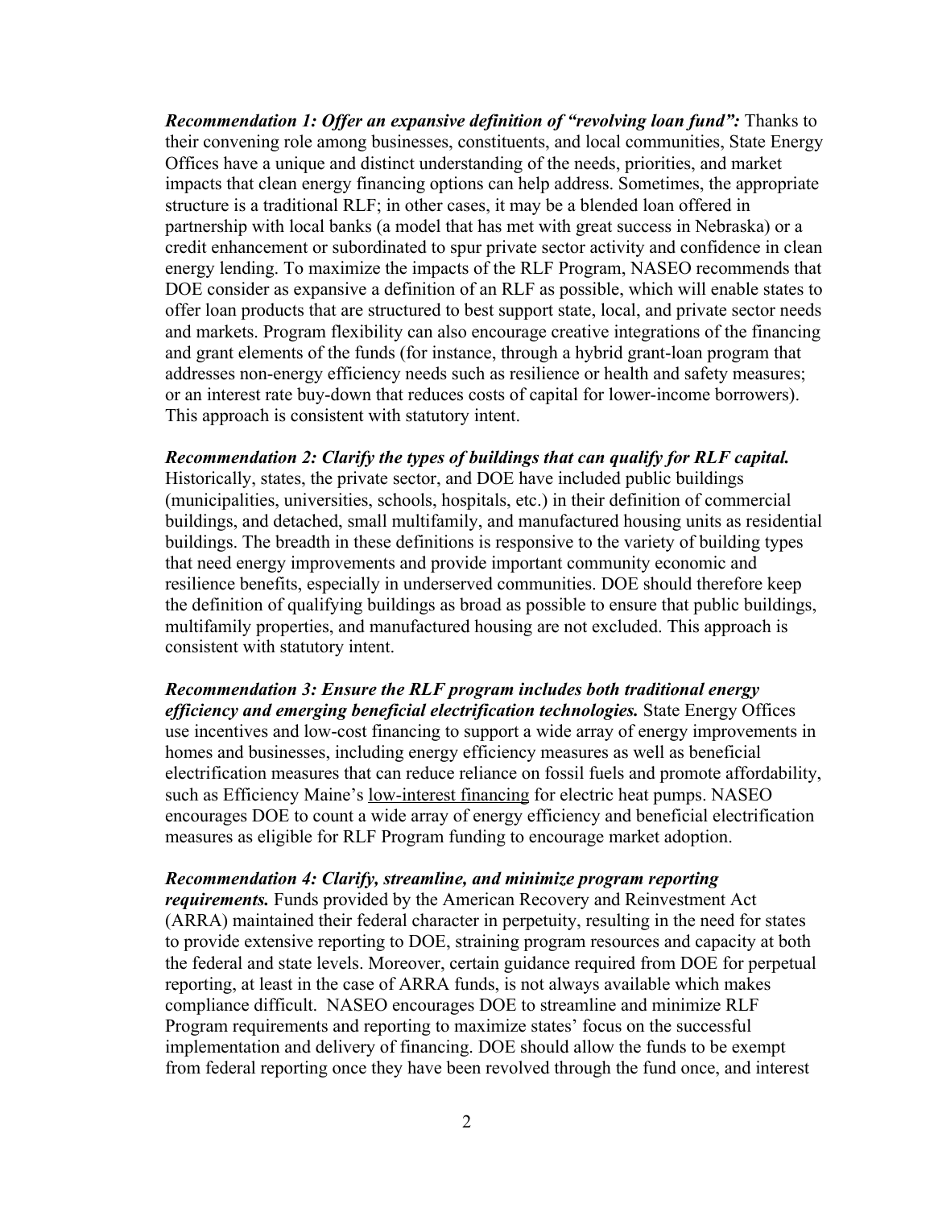***Recommendation 1: Offer an expansive definition of "revolving loan fund":*** Thanks to their convening role among businesses, constituents, and local communities, State Energy Offices have a unique and distinct understanding of the needs, priorities, and market impacts that clean energy financing options can help address. Sometimes, the appropriate structure is a traditional RLF; in other cases, it may be a blended loan offered in partnership with local banks (a model that has met with great success in Nebraska) or a credit enhancement or subordinated to spur private sector activity and confidence in clean energy lending. To maximize the impacts of the RLF Program, NASEO recommends that DOE consider as expansive a definition of an RLF as possible, which will enable states to offer loan products that are structured to best support state, local, and private sector needs and markets. Program flexibility can also encourage creative integrations of the financing and grant elements of the funds (for instance, through a hybrid grant-loan program that addresses non-energy efficiency needs such as resilience or health and safety measures; or an interest rate buy-down that reduces costs of capital for lower-income borrowers). This approach is consistent with statutory intent.

***Recommendation 2: Clarify the types of buildings that can qualify for RLF capital.*** Historically, states, the private sector, and DOE have included public buildings (municipalities, universities, schools, hospitals, etc.) in their definition of commercial buildings, and detached, small multifamily, and manufactured housing units as residential buildings. The breadth in these definitions is responsive to the variety of building types that need energy improvements and provide important community economic and resilience benefits, especially in underserved communities. DOE should therefore keep the definition of qualifying buildings as broad as possible to ensure that public buildings, multifamily properties, and manufactured housing are not excluded. This approach is consistent with statutory intent.

***Recommendation 3: Ensure the RLF program includes both traditional energy efficiency and emerging beneficial electrification technologies.*** State Energy Offices use incentives and low-cost financing to support a wide array of energy improvements in homes and businesses, including energy efficiency measures as well as beneficial electrification measures that can reduce reliance on fossil fuels and promote affordability, such as Efficiency Maine's low-interest financing for electric heat pumps. NASEO encourages DOE to count a wide array of energy efficiency and beneficial electrification measures as eligible for RLF Program funding to encourage market adoption.

***Recommendation 4: Clarify, streamline, and minimize program reporting requirements.*** Funds provided by the American Recovery and Reinvestment Act (ARRA) maintained their federal character in perpetuity, resulting in the need for states to provide extensive reporting to DOE, straining program resources and capacity at both the federal and state levels. Moreover, certain guidance required from DOE for perpetual reporting, at least in the case of ARRA funds, is not always available which makes compliance difficult. NASEO encourages DOE to streamline and minimize RLF Program requirements and reporting to maximize states' focus on the successful implementation and delivery of financing. DOE should allow the funds to be exempt from federal reporting once they have been revolved through the fund once, and interest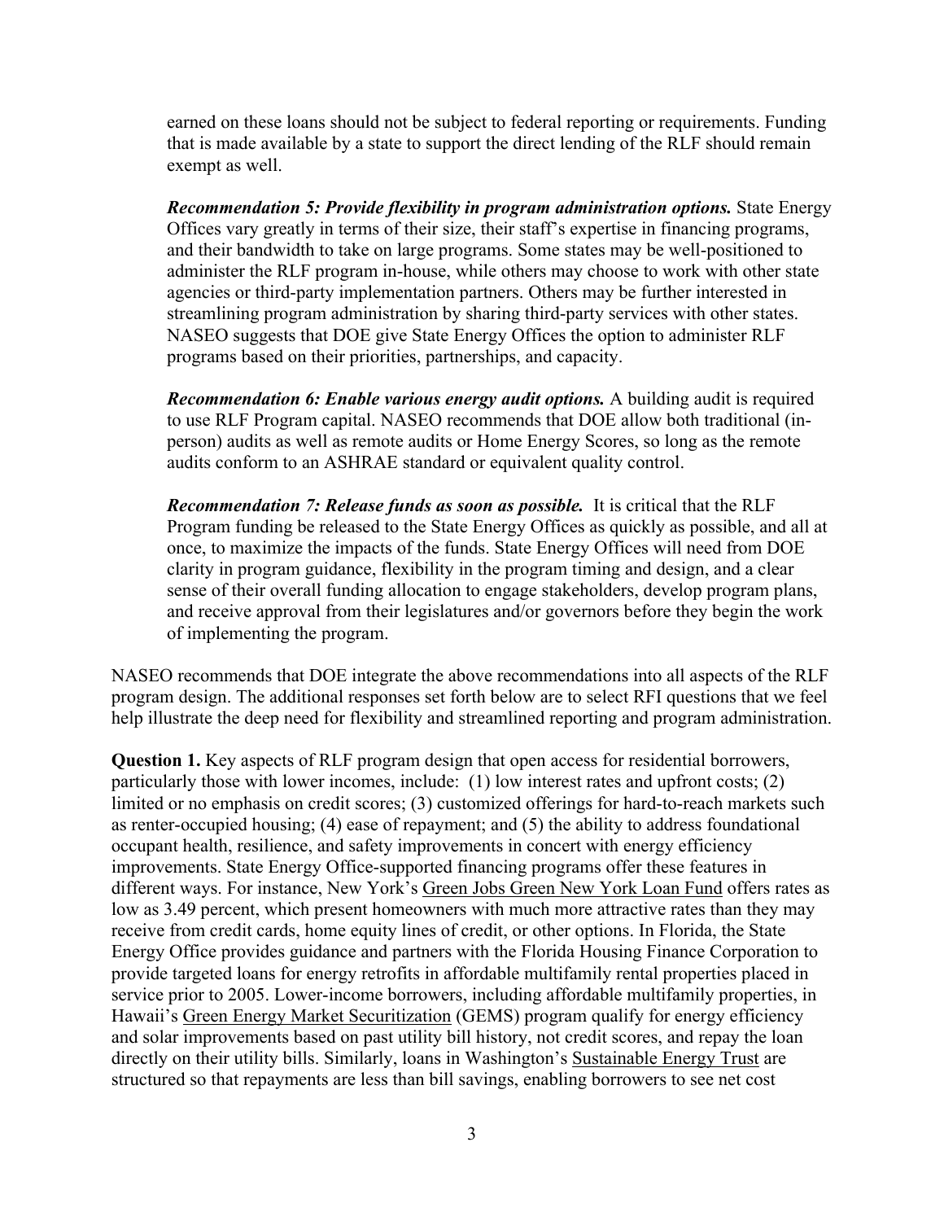earned on these loans should not be subject to federal reporting or requirements. Funding that is made available by a state to support the direct lending of the RLF should remain exempt as well.

***Recommendation 5: Provide flexibility in program administration options.*** State Energy Offices vary greatly in terms of their size, their staff's expertise in financing programs, and their bandwidth to take on large programs. Some states may be well-positioned to administer the RLF program in-house, while others may choose to work with other state agencies or third-party implementation partners. Others may be further interested in streamlining program administration by sharing third-party services with other states. NASEO suggests that DOE give State Energy Offices the option to administer RLF programs based on their priorities, partnerships, and capacity.

***Recommendation 6: Enable various energy audit options.*** A building audit is required to use RLF Program capital. NASEO recommends that DOE allow both traditional (in-person) audits as well as remote audits or Home Energy Scores, so long as the remote audits conform to an ASHRAE standard or equivalent quality control.

***Recommendation 7: Release funds as soon as possible.*** It is critical that the RLF Program funding be released to the State Energy Offices as quickly as possible, and all at once, to maximize the impacts of the funds. State Energy Offices will need from DOE clarity in program guidance, flexibility in the program timing and design, and a clear sense of their overall funding allocation to engage stakeholders, develop program plans, and receive approval from their legislatures and/or governors before they begin the work of implementing the program.

NASEO recommends that DOE integrate the above recommendations into all aspects of the RLF program design. The additional responses set forth below are to select RFI questions that we feel help illustrate the deep need for flexibility and streamlined reporting and program administration.

**Question 1.** Key aspects of RLF program design that open access for residential borrowers, particularly those with lower incomes, include: (1) low interest rates and upfront costs; (2) limited or no emphasis on credit scores; (3) customized offerings for hard-to-reach markets such as renter-occupied housing; (4) ease of repayment; and (5) the ability to address foundational occupant health, resilience, and safety improvements in concert with energy efficiency improvements. State Energy Office-supported financing programs offer these features in different ways. For instance, New York's Green Jobs Green New York Loan Fund offers rates as low as 3.49 percent, which present homeowners with much more attractive rates than they may receive from credit cards, home equity lines of credit, or other options. In Florida, the State Energy Office provides guidance and partners with the Florida Housing Finance Corporation to provide targeted loans for energy retrofits in affordable multifamily rental properties placed in service prior to 2005. Lower-income borrowers, including affordable multifamily properties, in Hawaii's Green Energy Market Securitization (GEMS) program qualify for energy efficiency and solar improvements based on past utility bill history, not credit scores, and repay the loan directly on their utility bills. Similarly, loans in Washington's Sustainable Energy Trust are structured so that repayments are less than bill savings, enabling borrowers to see net cost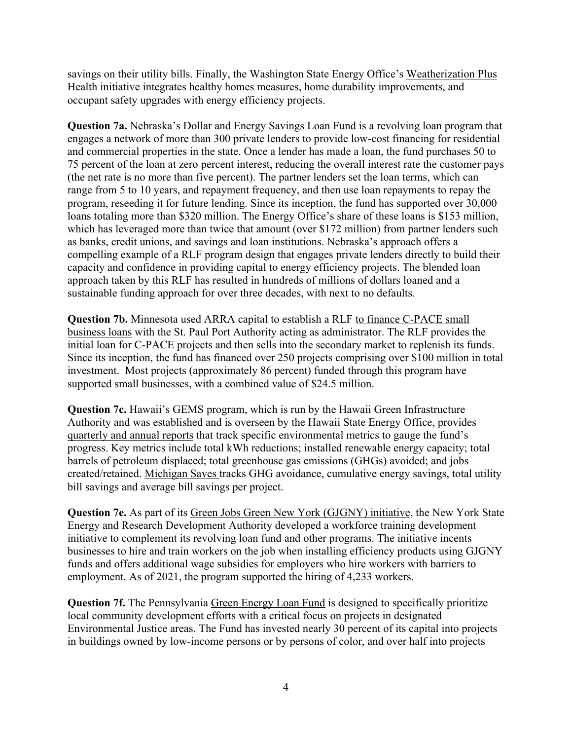savings on their utility bills. Finally, the Washington State Energy Office's Weatherization Plus Health initiative integrates healthy homes measures, home durability improvements, and occupant safety upgrades with energy efficiency projects.

**Question 7a.** Nebraska's Dollar and Energy Savings Loan Fund is a revolving loan program that engages a network of more than 300 private lenders to provide low-cost financing for residential and commercial properties in the state. Once a lender has made a loan, the fund purchases 50 to 75 percent of the loan at zero percent interest, reducing the overall interest rate the customer pays (the net rate is no more than five percent). The partner lenders set the loan terms, which can range from 5 to 10 years, and repayment frequency, and then use loan repayments to repay the program, reseeding it for future lending. Since its inception, the fund has supported over 30,000 loans totaling more than $320 million. The Energy Office's share of these loans is $153 million, which has leveraged more than twice that amount (over $172 million) from partner lenders such as banks, credit unions, and savings and loan institutions. Nebraska's approach offers a compelling example of a RLF program design that engages private lenders directly to build their capacity and confidence in providing capital to energy efficiency projects. The blended loan approach taken by this RLF has resulted in hundreds of millions of dollars loaned and a sustainable funding approach for over three decades, with next to no defaults.

**Question 7b.** Minnesota used ARRA capital to establish a RLF to finance C-PACE small business loans with the St. Paul Port Authority acting as administrator. The RLF provides the initial loan for C-PACE projects and then sells into the secondary market to replenish its funds. Since its inception, the fund has financed over 250 projects comprising over $100 million in total investment. Most projects (approximately 86 percent) funded through this program have supported small businesses, with a combined value of $24.5 million.

**Question 7c.** Hawaii's GEMS program, which is run by the Hawaii Green Infrastructure Authority and was established and is overseen by the Hawaii State Energy Office, provides quarterly and annual reports that track specific environmental metrics to gauge the fund's progress. Key metrics include total kWh reductions; installed renewable energy capacity; total barrels of petroleum displaced; total greenhouse gas emissions (GHGs) avoided; and jobs created/retained. Michigan Saves tracks GHG avoidance, cumulative energy savings, total utility bill savings and average bill savings per project.

**Question 7e.** As part of its Green Jobs Green New York (GJGNY) initiative, the New York State Energy and Research Development Authority developed a workforce training development initiative to complement its revolving loan fund and other programs. The initiative incents businesses to hire and train workers on the job when installing efficiency products using GJGNY funds and offers additional wage subsidies for employers who hire workers with barriers to employment. As of 2021, the program supported the hiring of 4,233 workers.

**Question 7f.** The Pennsylvania Green Energy Loan Fund is designed to specifically prioritize local community development efforts with a critical focus on projects in designated Environmental Justice areas. The Fund has invested nearly 30 percent of its capital into projects in buildings owned by low-income persons or by persons of color, and over half into projects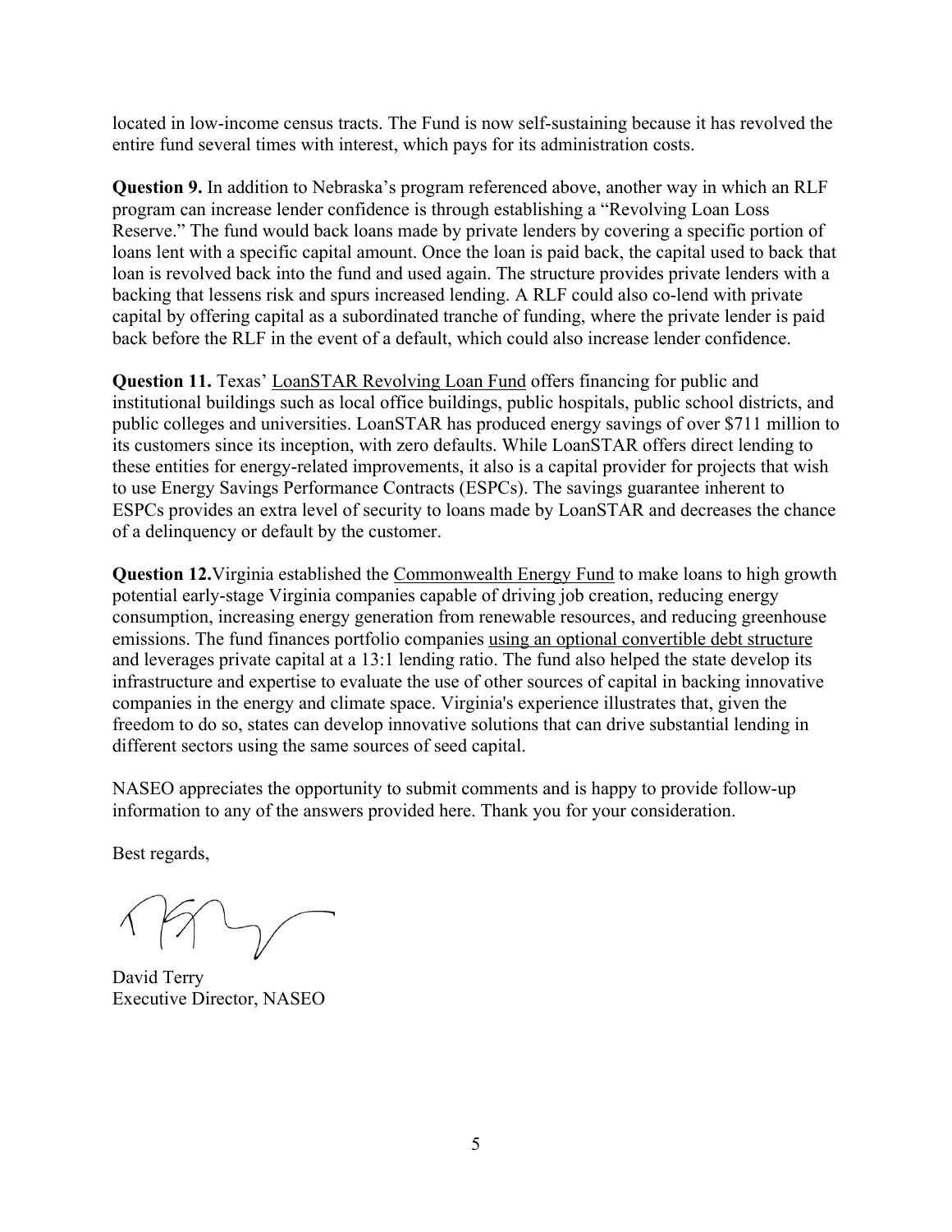located in low-income census tracts. The Fund is now self-sustaining because it has revolved the entire fund several times with interest, which pays for its administration costs.

**Question 9.** In addition to Nebraska's program referenced above, another way in which an RLF program can increase lender confidence is through establishing a "Revolving Loan Loss Reserve." The fund would back loans made by private lenders by covering a specific portion of loans lent with a specific capital amount. Once the loan is paid back, the capital used to back that loan is revolved back into the fund and used again. The structure provides private lenders with a backing that lessens risk and spurs increased lending. A RLF could also co-lend with private capital by offering capital as a subordinated tranche of funding, where the private lender is paid back before the RLF in the event of a default, which could also increase lender confidence.

**Question 11.** Texas' LoanSTAR Revolving Loan Fund offers financing for public and institutional buildings such as local office buildings, public hospitals, public school districts, and public colleges and universities. LoanSTAR has produced energy savings of over $711 million to its customers since its inception, with zero defaults. While LoanSTAR offers direct lending to these entities for energy-related improvements, it also is a capital provider for projects that wish to use Energy Savings Performance Contracts (ESPCs). The savings guarantee inherent to ESPCs provides an extra level of security to loans made by LoanSTAR and decreases the chance of a delinquency or default by the customer.

**Question 12.** Virginia established the Commonwealth Energy Fund to make loans to high growth potential early-stage Virginia companies capable of driving job creation, reducing energy consumption, increasing energy generation from renewable resources, and reducing greenhouse emissions. The fund finances portfolio companies using an optional convertible debt structure and leverages private capital at a 13:1 lending ratio. The fund also helped the state develop its infrastructure and expertise to evaluate the use of other sources of capital in backing innovative companies in the energy and climate space. Virginia's experience illustrates that, given the freedom to do so, states can develop innovative solutions that can drive substantial lending in different sectors using the same sources of seed capital.

NASEO appreciates the opportunity to submit comments and is happy to provide follow-up information to any of the answers provided here. Thank you for your consideration.

Best regards,

David Terry
Executive Director, NASEO